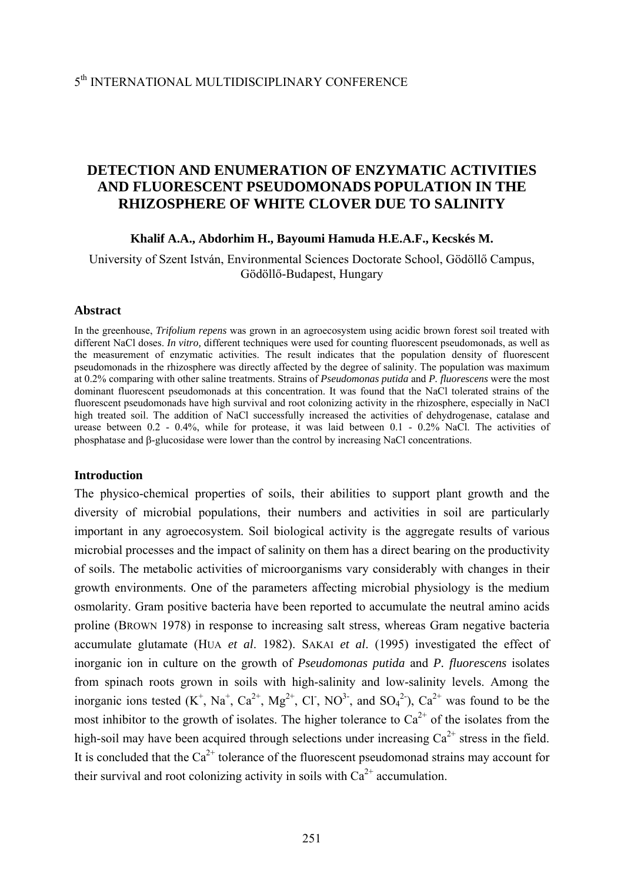5th INTERNATIONAL MULTIDISCIPLINARY CONFERENCE

# DETECTION AND ENUMERATION OF ENZYMATIC ACTIVITIES AND FLUORESCENT PSEUDOMONADS POPULATION IN THE RHIZOSPHERE OF WHITE CLOVER DUE TO SALINITY

**Khalif A.A., Abdorhim H., Bayoumi Hamuda H.E.A.F., Kecskés M.**

University of Szent István, Environmental Sciences Doctorate School, Gödöllő Campus, Gödöllő-Budapest, Hungary

## Abstract

In the greenhouse, *Trifolium repens* was grown in an agroecosystem using acidic brown forest soil treated with different NaCl doses. *In vitro,* different techniques were used for counting fluorescent pseudomonads, as well as the measurement of enzymatic activities. The result indicates that the population density of fluorescent pseudomonads in the rhizosphere was directly affected by the degree of salinity. The population was maximum at 0.2% comparing with other saline treatments. Strains of *Pseudomonas putida* and *P. fluorescens* were the most dominant fluorescent pseudomonads at this concentration. It was found that the NaCl tolerated strains of the fluorescent pseudomonads have high survival and root colonizing activity in the rhizosphere, especially in NaCl high treated soil. The addition of NaCl successfully increased the activities of dehydrogenase, catalase and urease between 0.2 - 0.4%, while for protease, it was laid between 0.1 - 0.2% NaCl. The activities of phosphatase and β-glucosidase were lower than the control by increasing NaCl concentrations.

## Introduction

The physico-chemical properties of soils, their abilities to support plant growth and the diversity of microbial populations, their numbers and activities in soil are particularly important in any agroecosystem. Soil biological activity is the aggregate results of various microbial processes and the impact of salinity on them has a direct bearing on the productivity of soils. The metabolic activities of microorganisms vary considerably with changes in their growth environments. One of the parameters affecting microbial physiology is the medium osmolarity. Gram positive bacteria have been reported to accumulate the neutral amino acids proline (BROWN 1978) in response to increasing salt stress, whereas Gram negative bacteria accumulate glutamate (HUA *et al*. 1982). SAKAI *et al*. (1995) investigated the effect of inorganic ion in culture on the growth of *Pseudomonas putida* and *P. fluorescens* isolates from spinach roots grown in soils with high-salinity and low-salinity levels. Among the inorganic ions tested ($K^+$, $Na^+$, $Ca^{2+}$, $Mg^{2+}$, $Cl^-$, $NO^{3-}$, and $SO_4^{2-}$), $Ca^{2+}$ was found to be the most inhibitor to the growth of isolates. The higher tolerance to $Ca^{2+}$ of the isolates from the high-soil may have been acquired through selections under increasing $Ca^{2+}$ stress in the field. It is concluded that the $Ca^{2+}$ tolerance of the fluorescent pseudomonad strains may account for their survival and root colonizing activity in soils with $Ca^{2+}$ accumulation.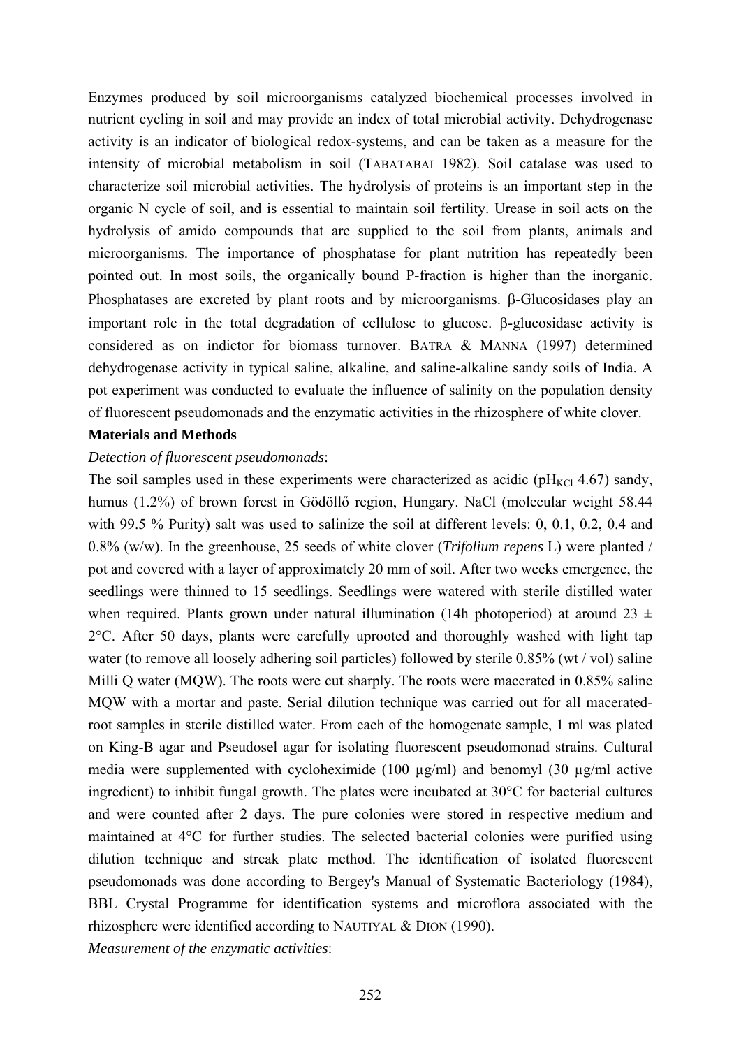Enzymes produced by soil microorganisms catalyzed biochemical processes involved in nutrient cycling in soil and may provide an index of total microbial activity. Dehydrogenase activity is an indicator of biological redox-systems, and can be taken as a measure for the intensity of microbial metabolism in soil (TABATABAI 1982). Soil catalase was used to characterize soil microbial activities. The hydrolysis of proteins is an important step in the organic N cycle of soil, and is essential to maintain soil fertility. Urease in soil acts on the hydrolysis of amido compounds that are supplied to the soil from plants, animals and microorganisms. The importance of phosphatase for plant nutrition has repeatedly been pointed out. In most soils, the organically bound P-fraction is higher than the inorganic. Phosphatases are excreted by plant roots and by microorganisms. β-Glucosidases play an important role in the total degradation of cellulose to glucose. β-glucosidase activity is considered as on indictor for biomass turnover. BATRA & MANNA (1997) determined dehydrogenase activity in typical saline, alkaline, and saline-alkaline sandy soils of India. A pot experiment was conducted to evaluate the influence of salinity on the population density of fluorescent pseudomonads and the enzymatic activities in the rhizosphere of white clover.

**Materials and Methods**

*Detection of fluorescent pseudomonads*:

The soil samples used in these experiments were characterized as acidic ($pH_{KCl}$ 4.67) sandy, humus (1.2%) of brown forest in Gödöllő region, Hungary. NaCl (molecular weight 58.44 with 99.5 % Purity) salt was used to salinize the soil at different levels: 0, 0.1, 0.2, 0.4 and 0.8% (w/w). In the greenhouse, 25 seeds of white clover (*Trifolium repens* L) were planted / pot and covered with a layer of approximately 20 mm of soil. After two weeks emergence, the seedlings were thinned to 15 seedlings. Seedlings were watered with sterile distilled water when required. Plants grown under natural illumination (14h photoperiod) at around 23 ± 2°C. After 50 days, plants were carefully uprooted and thoroughly washed with light tap water (to remove all loosely adhering soil particles) followed by sterile 0.85% (wt / vol) saline Milli Q water (MQW). The roots were cut sharply. The roots were macerated in 0.85% saline MQW with a mortar and paste. Serial dilution technique was carried out for all macerated-root samples in sterile distilled water. From each of the homogenate sample, 1 ml was plated on King-B agar and Pseudosel agar for isolating fluorescent pseudomonad strains. Cultural media were supplemented with cycloheximide (100 µg/ml) and benomyl (30 µg/ml active ingredient) to inhibit fungal growth. The plates were incubated at 30°C for bacterial cultures and were counted after 2 days. The pure colonies were stored in respective medium and maintained at 4°C for further studies. The selected bacterial colonies were purified using dilution technique and streak plate method. The identification of isolated fluorescent pseudomonads was done according to Bergey's Manual of Systematic Bacteriology (1984), BBL Crystal Programme for identification systems and microflora associated with the rhizosphere were identified according to NAUTIYAL & DION (1990).

*Measurement of the enzymatic activities*: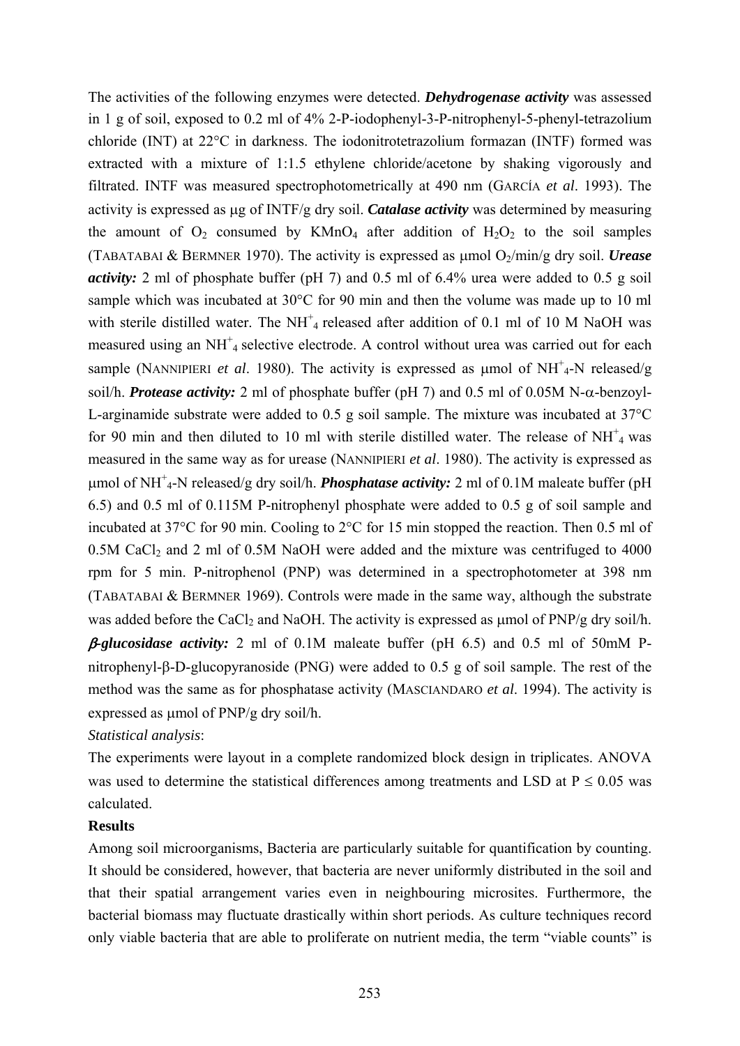The activities of the following enzymes were detected. ***Dehydrogenase activity*** was assessed in 1 g of soil, exposed to 0.2 ml of 4% 2-P-iodophenyl-3-P-nitrophenyl-5-phenyl-tetrazolium chloride (INT) at 22°C in darkness. The iodonitrotetrazolium formazan (INTF) formed was extracted with a mixture of 1:1.5 ethylene chloride/acetone by shaking vigorously and filtrated. INTF was measured spectrophotometrically at 490 nm (GARCÍA *et al*. 1993). The activity is expressed as μg of INTF/g dry soil. ***Catalase activity*** was determined by measuring the amount of $O_2$ consumed by $KMnO_4$ after addition of $H_2O_2$ to the soil samples (TABATABAI & BERMNER 1970). The activity is expressed as μmol $O_2$/min/g dry soil. ***Urease activity:*** 2 ml of phosphate buffer (pH 7) and 0.5 ml of 6.4% urea were added to 0.5 g soil sample which was incubated at 30°C for 90 min and then the volume was made up to 10 ml with sterile distilled water. The $NH^+_4$ released after addition of 0.1 ml of 10 M NaOH was measured using an $NH^+_4$ selective electrode. A control without urea was carried out for each sample (NANNIPIERI *et al*. 1980). The activity is expressed as μmol of $NH^+_4$-N released/g soil/h. ***Protease activity:*** 2 ml of phosphate buffer (pH 7) and 0.5 ml of 0.05M N-α-benzoyl-L-arginamide substrate were added to 0.5 g soil sample. The mixture was incubated at 37°C for 90 min and then diluted to 10 ml with sterile distilled water. The release of $NH^+_4$ was measured in the same way as for urease (NANNIPIERI *et al*. 1980). The activity is expressed as μmol of $NH^+_4$-N released/g dry soil/h. ***Phosphatase activity:*** 2 ml of 0.1M maleate buffer (pH 6.5) and 0.5 ml of 0.115M P-nitrophenyl phosphate were added to 0.5 g of soil sample and incubated at 37°C for 90 min. Cooling to 2°C for 15 min stopped the reaction. Then 0.5 ml of 0.5M $CaCl_2$ and 2 ml of 0.5M NaOH were added and the mixture was centrifuged to 4000 rpm for 5 min. P-nitrophenol (PNP) was determined in a spectrophotometer at 398 nm (TABATABAI & BERMNER 1969). Controls were made in the same way, although the substrate was added before the $CaCl_2$ and NaOH. The activity is expressed as μmol of PNP/g dry soil/h. ***β-glucosidase activity:*** 2 ml of 0.1M maleate buffer (pH 6.5) and 0.5 ml of 50mM P-nitrophenyl-β-D-glucopyranoside (PNG) were added to 0.5 g of soil sample. The rest of the method was the same as for phosphatase activity (MASCIANDARO *et al*. 1994). The activity is expressed as μmol of PNP/g dry soil/h.

*Statistical analysis*:

The experiments were layout in a complete randomized block design in triplicates. ANOVA was used to determine the statistical differences among treatments and LSD at $P \leq 0.05$ was calculated.

**Results**

Among soil microorganisms, Bacteria are particularly suitable for quantification by counting. It should be considered, however, that bacteria are never uniformly distributed in the soil and that their spatial arrangement varies even in neighbouring microsites. Furthermore, the bacterial biomass may fluctuate drastically within short periods. As culture techniques record only viable bacteria that are able to proliferate on nutrient media, the term "viable counts" is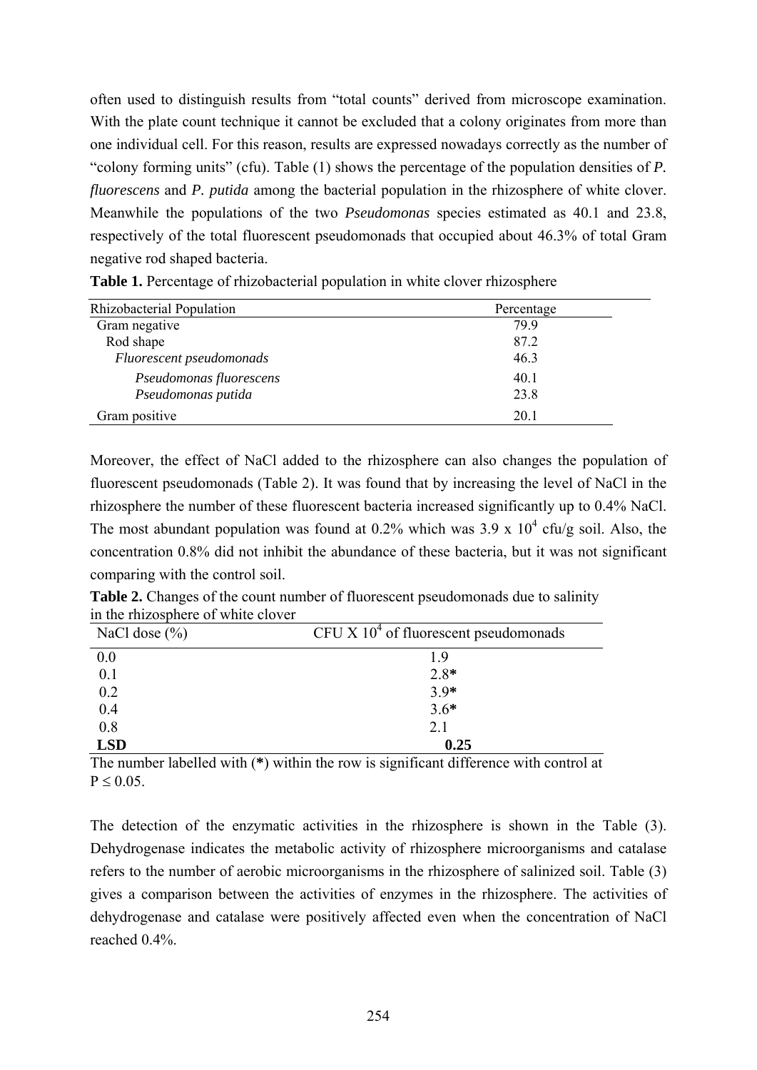often used to distinguish results from "total counts" derived from microscope examination. With the plate count technique it cannot be excluded that a colony originates from more than one individual cell. For this reason, results are expressed nowadays correctly as the number of "colony forming units" (cfu). Table (1) shows the percentage of the population densities of ***P. fluorescens*** and ***P. putida*** among the bacterial population in the rhizosphere of white clover. Meanwhile the populations of the two ***Pseudomonas*** species estimated as 40.1 and 23.8, respectively of the total fluorescent pseudomonads that occupied about 46.3% of total Gram negative rod shaped bacteria.

**Table 1.** Percentage of rhizobacterial population in white clover rhizosphere

| Rhizobacterial Population | Percentage |
|---|---|
| Gram negative | 79.9 |
| Rod shape | 87.2 |
| *Fluorescent pseudomonads* | 46.3 |
| *Pseudomonas fluorescens* | 40.1 |
| *Pseudomonas putida* | 23.8 |
| Gram positive | 20.1 |

Moreover, the effect of NaCl added to the rhizosphere can also changes the population of fluorescent pseudomonads (Table 2). It was found that by increasing the level of NaCl in the rhizosphere the number of these fluorescent bacteria increased significantly up to 0.4% NaCl. The most abundant population was found at 0.2% which was $3.9 \times 10^4$ cfu/g soil. Also, the concentration 0.8% did not inhibit the abundance of these bacteria, but it was not significant comparing with the control soil.

**Table 2.** Changes of the count number of fluorescent pseudomonads due to salinity in the rhizosphere of white clover

| NaCl dose (%) | CFU X $10^4$ of fluorescent pseudomonads |
|---|---|
| 0.0 | 1.9 |
| 0.1 | 2.8**\*** |
| 0.2 | 3.9**\*** |
| 0.4 | 3.6**\*** |
| 0.8 | 2.1 |
| **LSD** | **0.25** |

The number labelled with (**\***) within the row is significant difference with control at $P \leq 0.05$.

The detection of the enzymatic activities in the rhizosphere is shown in the Table (3). Dehydrogenase indicates the metabolic activity of rhizosphere microorganisms and catalase refers to the number of aerobic microorganisms in the rhizosphere of salinized soil. Table (3) gives a comparison between the activities of enzymes in the rhizosphere. The activities of dehydrogenase and catalase were positively affected even when the concentration of NaCl reached 0.4%.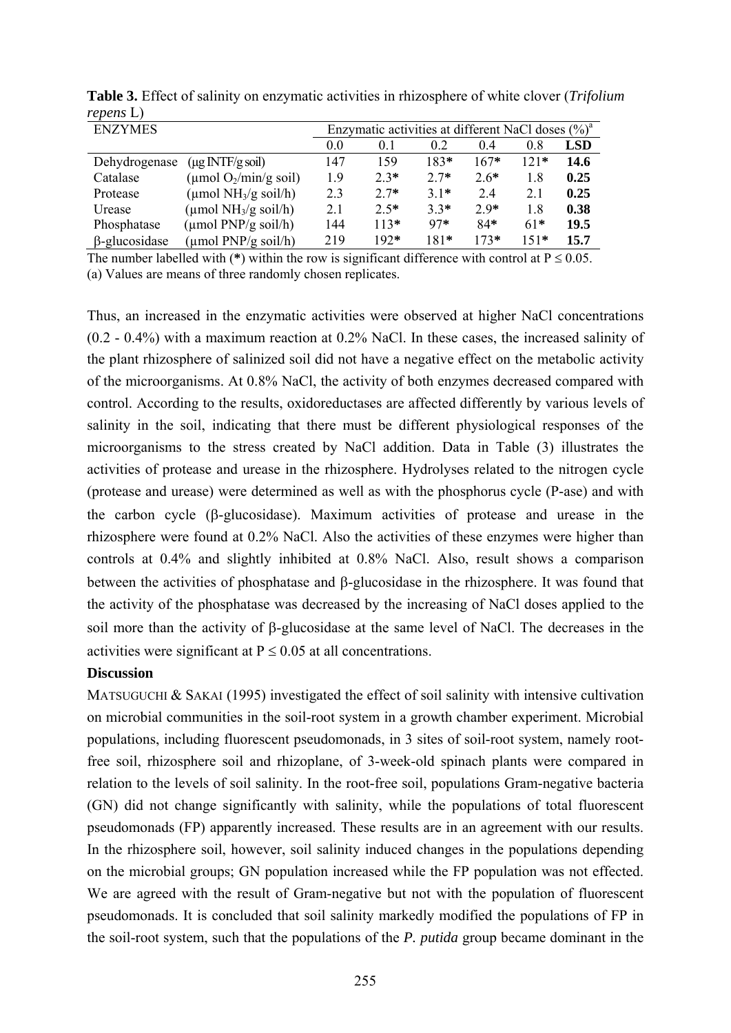**Table 3.** Effect of salinity on enzymatic activities in rhizosphere of white clover (*Trifolium repens* L)

| ENZYMES | | Enzymatic activities at different NaCl doses (%)[a] | | | | | |
|---|---|---|---|---|---|---|---|
| | | 0.0 | 0.1 | 0.2 | 0.4 | 0.8 | **LSD** |
| Dehydrogenase | (µg INTF/g soil) | 147 | 159 | 183* | 167* | 121* | **14.6** |
| Catalase | (µmol $O_2$/min/g soil) | 1.9 | 2.3* | 2.7* | 2.6* | 1.8 | **0.25** |
| Protease | (µmol $NH_3$/g soil/h) | 2.3 | 2.7* | 3.1* | 2.4 | 2.1 | **0.25** |
| Urease | (µmol $NH_3$/g soil/h) | 2.1 | 2.5* | 3.3* | 2.9* | 1.8 | **0.38** |
| Phosphatase | (µmol PNP/g soil/h) | 144 | 113* | 97* | 84* | 61* | **19.5** |
| β-glucosidase | (µmol PNP/g soil/h) | 219 | 192* | 181* | 173* | 151* | **15.7** |

The number labelled with (*) within the row is significant difference with control at $P \leq 0.05$.
(a) Values are means of three randomly chosen replicates.

Thus, an increased in the enzymatic activities were observed at higher NaCl concentrations (0.2 - 0.4%) with a maximum reaction at 0.2% NaCl. In these cases, the increased salinity of the plant rhizosphere of salinized soil did not have a negative effect on the metabolic activity of the microorganisms. At 0.8% NaCl, the activity of both enzymes decreased compared with control. According to the results, oxidoreductases are affected differently by various levels of salinity in the soil, indicating that there must be different physiological responses of the microorganisms to the stress created by NaCl addition. Data in Table (3) illustrates the activities of protease and urease in the rhizosphere. Hydrolyses related to the nitrogen cycle (protease and urease) were determined as well as with the phosphorus cycle (P-ase) and with the carbon cycle (β-glucosidase). Maximum activities of protease and urease in the rhizosphere were found at 0.2% NaCl. Also the activities of these enzymes were higher than controls at 0.4% and slightly inhibited at 0.8% NaCl. Also, result shows a comparison between the activities of phosphatase and β-glucosidase in the rhizosphere. It was found that the activity of the phosphatase was decreased by the increasing of NaCl doses applied to the soil more than the activity of β-glucosidase at the same level of NaCl. The decreases in the activities were significant at $P \leq 0.05$ at all concentrations.

**Discussion**

MATSUGUCHI & SAKAI (1995) investigated the effect of soil salinity with intensive cultivation on microbial communities in the soil-root system in a growth chamber experiment. Microbial populations, including fluorescent pseudomonads, in 3 sites of soil-root system, namely root-free soil, rhizosphere soil and rhizoplane, of 3-week-old spinach plants were compared in relation to the levels of soil salinity. In the root-free soil, populations Gram-negative bacteria (GN) did not change significantly with salinity, while the populations of total fluorescent pseudomonads (FP) apparently increased. These results are in an agreement with our results. In the rhizosphere soil, however, soil salinity induced changes in the populations depending on the microbial groups; GN population increased while the FP population was not effected. We are agreed with the result of Gram-negative but not with the population of fluorescent pseudomonads. It is concluded that soil salinity markedly modified the populations of FP in the soil-root system, such that the populations of the *P. putida* group became dominant in the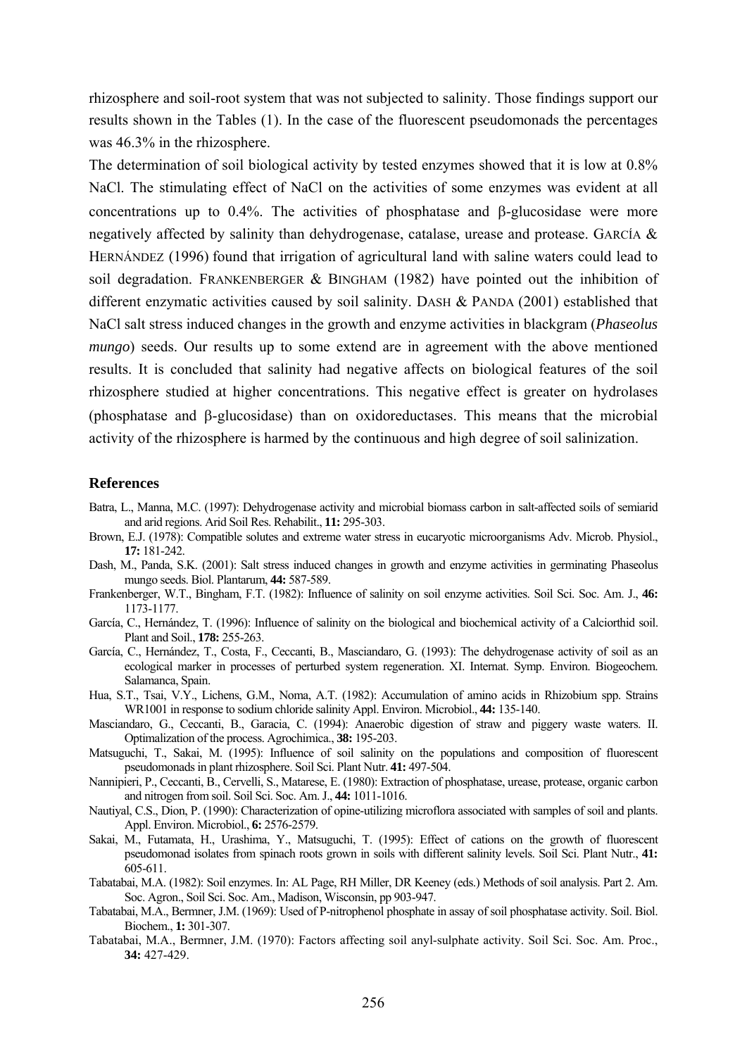rhizosphere and soil-root system that was not subjected to salinity. Those findings support our results shown in the Tables (1). In the case of the fluorescent pseudomonads the percentages was 46.3% in the rhizosphere.

The determination of soil biological activity by tested enzymes showed that it is low at 0.8% NaCl. The stimulating effect of NaCl on the activities of some enzymes was evident at all concentrations up to 0.4%. The activities of phosphatase and β-glucosidase were more negatively affected by salinity than dehydrogenase, catalase, urease and protease. García & Hernández (1996) found that irrigation of agricultural land with saline waters could lead to soil degradation. Frankenberger & Bingham (1982) have pointed out the inhibition of different enzymatic activities caused by soil salinity. Dash & Panda (2001) established that NaCl salt stress induced changes in the growth and enzyme activities in blackgram (*Phaseolus mungo*) seeds. Our results up to some extend are in agreement with the above mentioned results. It is concluded that salinity had negative affects on biological features of the soil rhizosphere studied at higher concentrations. This negative effect is greater on hydrolases (phosphatase and β-glucosidase) than on oxidoreductases. This means that the microbial activity of the rhizosphere is harmed by the continuous and high degree of soil salinization.

## References

Batra, L., Manna, M.C. (1997): Dehydrogenase activity and microbial biomass carbon in salt-affected soils of semiarid and arid regions. Arid Soil Res. Rehabilit., **11:** 295-303.

Brown, E.J. (1978): Compatible solutes and extreme water stress in eucaryotic microorganisms Adv. Microb. Physiol., **17:** 181-242.

Dash, M., Panda, S.K. (2001): Salt stress induced changes in growth and enzyme activities in germinating Phaseolus mungo seeds. Biol. Plantarum, **44:** 587-589.

Frankenberger, W.T., Bingham, F.T. (1982): Influence of salinity on soil enzyme activities. Soil Sci. Soc. Am. J., **46:** 1173-1177.

García, C., Hernández, T. (1996): Influence of salinity on the biological and biochemical activity of a Calciorthid soil. Plant and Soil., **178:** 255-263.

García, C., Hernández, T., Costa, F., Ceccanti, B., Masciandaro, G. (1993): The dehydrogenase activity of soil as an ecological marker in processes of perturbed system regeneration. XI. Internat. Symp. Environ. Biogeochem. Salamanca, Spain.

Hua, S.T., Tsai, V.Y., Lichens, G.M., Noma, A.T. (1982): Accumulation of amino acids in Rhizobium spp. Strains WR1001 in response to sodium chloride salinity Appl. Environ. Microbiol., **44:** 135-140.

Masciandaro, G., Ceccanti, B., Garacia, C. (1994): Anaerobic digestion of straw and piggery waste waters. II. Optimalization of the process. Agrochimica., **38:** 195-203.

Matsuguchi, T., Sakai, M. (1995): Influence of soil salinity on the populations and composition of fluorescent pseudomonads in plant rhizosphere. Soil Sci. Plant Nutr. **41:** 497-504.

Nannipieri, P., Ceccanti, B., Cervelli, S., Matarese, E. (1980): Extraction of phosphatase, urease, protease, organic carbon and nitrogen from soil. Soil Sci. Soc. Am. J., **44:** 1011-1016.

Nautiyal, C.S., Dion, P. (1990): Characterization of opine-utilizing microflora associated with samples of soil and plants. Appl. Environ. Microbiol., **6:** 2576-2579.

Sakai, M., Futamata, H., Urashima, Y., Matsuguchi, T. (1995): Effect of cations on the growth of fluorescent pseudomonad isolates from spinach roots grown in soils with different salinity levels. Soil Sci. Plant Nutr., **41:** 605-611.

Tabatabai, M.A. (1982): Soil enzymes. In: AL Page, RH Miller, DR Keeney (eds.) Methods of soil analysis. Part 2. Am. Soc. Agron., Soil Sci. Soc. Am., Madison, Wisconsin, pp 903-947.

Tabatabai, M.A., Bermner, J.M. (1969): Used of P-nitrophenol phosphate in assay of soil phosphatase activity. Soil. Biol. Biochem., **1:** 301-307.

Tabatabai, M.A., Bermner, J.M. (1970): Factors affecting soil anyl-sulphate activity. Soil Sci. Soc. Am. Proc., **34:** 427-429.